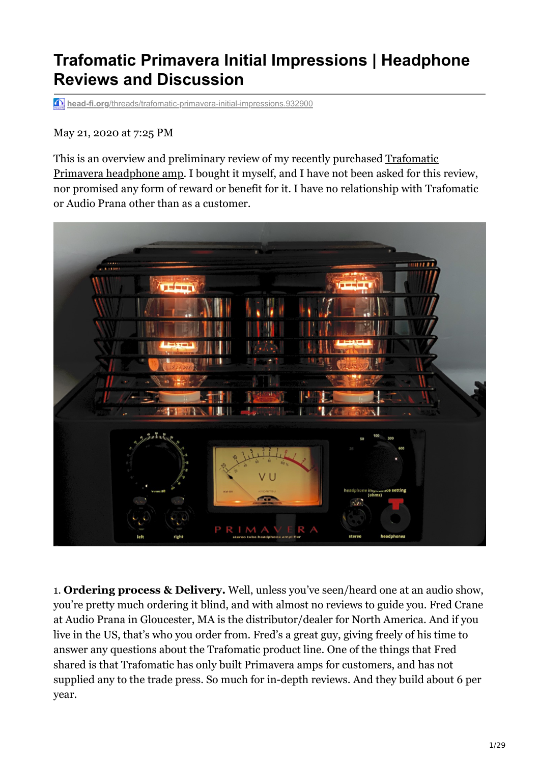# Trafomatic Primavera Initial Impressions | Headphone Reviews and Discussion

head-fi.org/threads/trafomatic-primavera-initial-impressions.932900

May 21, 2020 at 7:25 PM

This is an overview and preliminary review of my recently purchased Trafomatic Primavera headphone amp. I bought it myself, and I have not been asked for this review, nor promised any form of reward or benefit for it. I have no relationship with Trafomatic or Audio Prana other than as a customer.

1. **Ordering process & Delivery.** Well, unless you've seen/heard one at an audio show, you're pretty much ordering it blind, and with almost no reviews to guide you. Fred Crane at Audio Prana in Gloucester, MA is the distributor/dealer for North America. And if you live in the US, that's who you order from. Fred's a great guy, giving freely of his time to answer any questions about the Trafomatic product line. One of the things that Fred shared is that Trafomatic has only built Primavera amps for customers, and has not supplied any to the trade press. So much for in-depth reviews. And they build about 6 per year.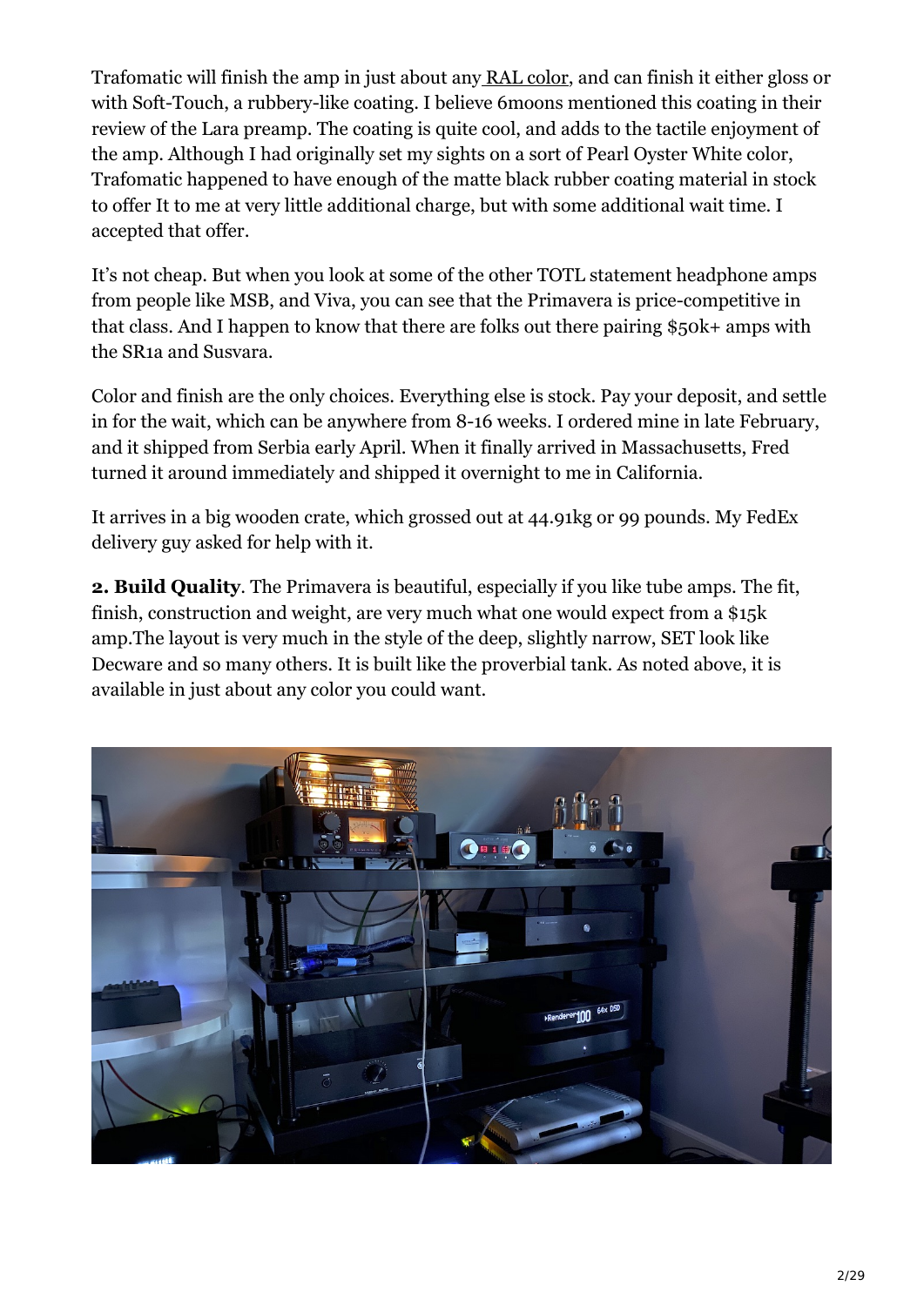Trafomatic will finish the amp in just about any RAL color, and can finish it either gloss or with Soft-Touch, a rubbery-like coating. I believe 6moons mentioned this coating in their review of the Lara preamp. The coating is quite cool, and adds to the tactile enjoyment of the amp. Although I had originally set my sights on a sort of Pearl Oyster White color, Trafomatic happened to have enough of the matte black rubber coating material in stock to offer It to me at very little additional charge, but with some additional wait time. I accepted that offer.

It's not cheap. But when you look at some of the other TOTL statement headphone amps from people like MSB, and Viva, you can see that the Primavera is price-competitive in that class. And I happen to know that there are folks out there pairing $50k+ amps with the SR1a and Susvara.

Color and finish are the only choices. Everything else is stock. Pay your deposit, and settle in for the wait, which can be anywhere from 8-16 weeks. I ordered mine in late February, and it shipped from Serbia early April. When it finally arrived in Massachusetts, Fred turned it around immediately and shipped it overnight to me in California.

It arrives in a big wooden crate, which grossed out at 44.91kg or 99 pounds. My FedEx delivery guy asked for help with it.

**2. Build Quality**. The Primavera is beautiful, especially if you like tube amps. The fit, finish, construction and weight, are very much what one would expect from a $15k amp.The layout is very much in the style of the deep, slightly narrow, SET look like Decware and so many others. It is built like the proverbial tank. As noted above, it is available in just about any color you could want.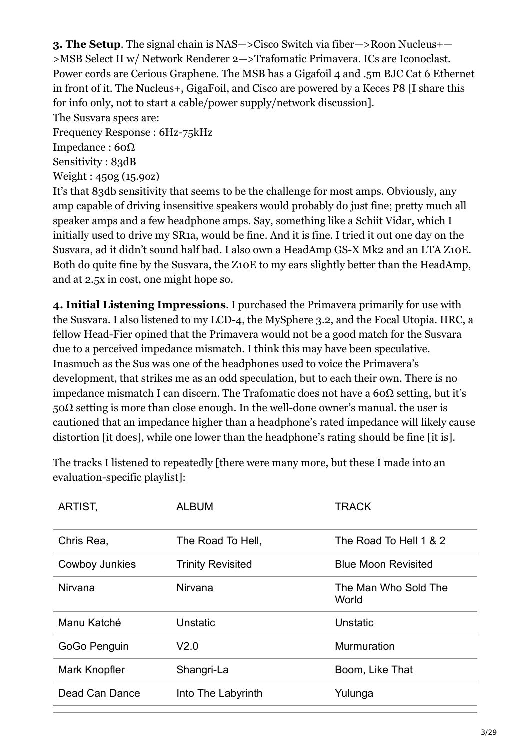**3. The Setup**. The signal chain is NAS—>Cisco Switch via fiber—>Roon Nucleus+—>MSB Select II w/ Network Renderer 2—>Trafomatic Primavera. ICs are Iconoclast. Power cords are Cerious Graphene. The MSB has a Gigafoil 4 and .5m BJC Cat 6 Ethernet in front of it. The Nucleus+, GigaFoil, and Cisco are powered by a Keces P8 [I share this for info only, not to start a cable/power supply/network discussion].

The Susvara specs are:

Frequency Response : 6Hz-75kHz

Impedance : 60Ω

Sensitivity : 83dB

Weight : 450g (15.9oz)

It's that 83db sensitivity that seems to be the challenge for most amps. Obviously, any amp capable of driving insensitive speakers would probably do just fine; pretty much all speaker amps and a few headphone amps. Say, something like a Schiit Vidar, which I initially used to drive my SR1a, would be fine. And it is fine. I tried it out one day on the Susvara, ad it didn't sound half bad. I also own a HeadAmp GS-X Mk2 and an LTA Z10E. Both do quite fine by the Susvara, the Z10E to my ears slightly better than the HeadAmp, and at 2.5x in cost, one might hope so.

**4. Initial Listening Impressions**. I purchased the Primavera primarily for use with the Susvara. I also listened to my LCD-4, the MySphere 3.2, and the Focal Utopia. IIRC, a fellow Head-Fier opined that the Primavera would not be a good match for the Susvara due to a perceived impedance mismatch. I think this may have been speculative. Inasmuch as the Sus was one of the headphones used to voice the Primavera's development, that strikes me as an odd speculation, but to each their own. There is no impedance mismatch I can discern. The Trafomatic does not have a 60Ω setting, but it's 50Ω setting is more than close enough. In the well-done owner's manual. the user is cautioned that an impedance higher than a headphone's rated impedance will likely cause distortion [it does], while one lower than the headphone's rating should be fine [it is].

The tracks I listened to repeatedly [there were many more, but these I made into an evaluation-specific playlist]:

| ARTIST, | ALBUM | TRACK |
|---|---|---|
| Chris Rea, | The Road To Hell, | The Road To Hell 1 & 2 |
| Cowboy Junkies | Trinity Revisited | Blue Moon Revisited |
| Nirvana | Nirvana | The Man Who Sold The World |
| Manu Katché | Unstatic | Unstatic |
| GoGo Penguin | V2.0 | Murmuration |
| Mark Knopfler | Shangri-La | Boom, Like That |
| Dead Can Dance | Into The Labyrinth | Yulunga |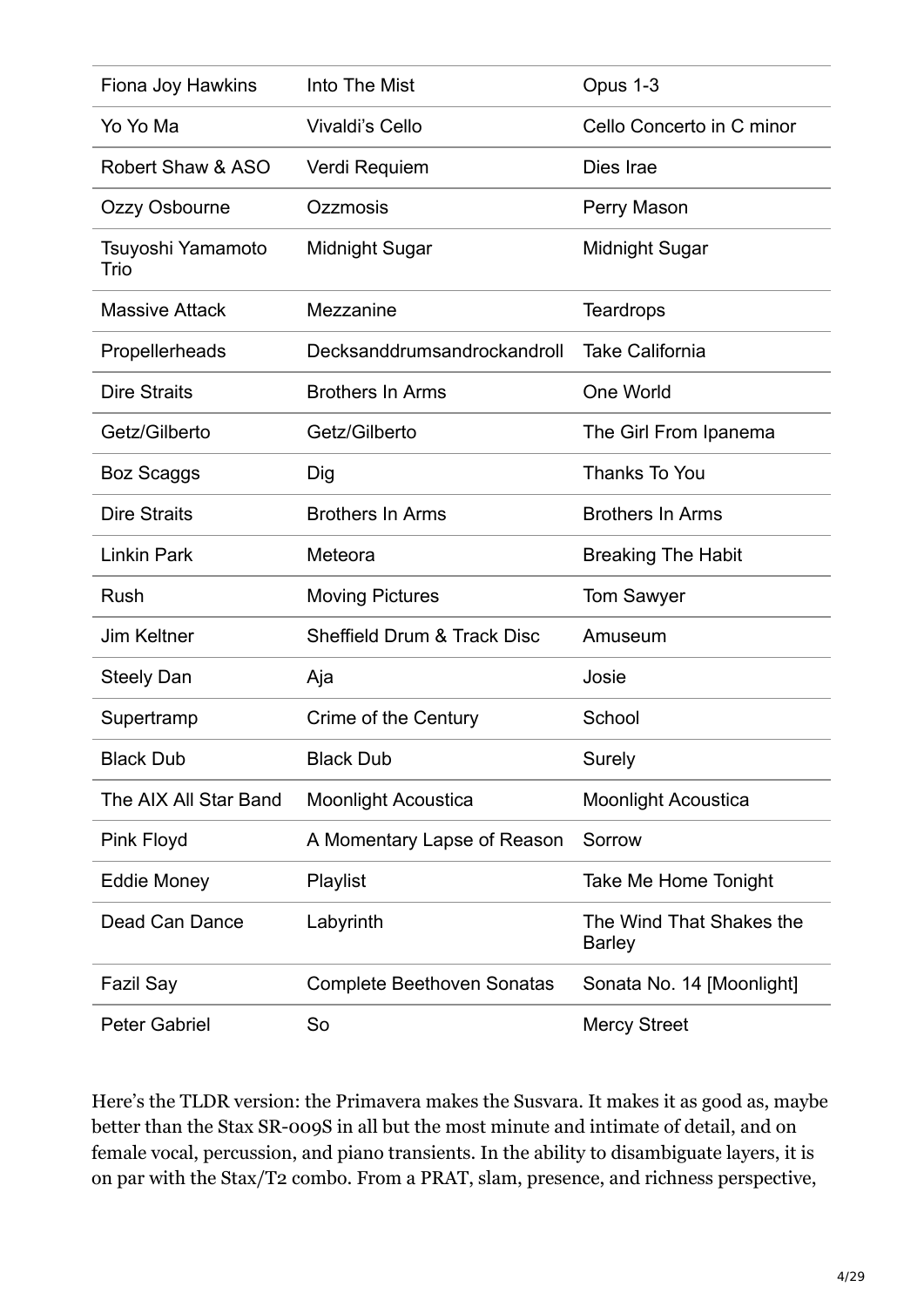| | | |
|---|---|---|
| Fiona Joy Hawkins | Into The Mist | Opus 1-3 |
| Yo Yo Ma | Vivaldi's Cello | Cello Concerto in C minor |
| Robert Shaw & ASO | Verdi Requiem | Dies Irae |
| Ozzy Osbourne | Ozzmosis | Perry Mason |
| Tsuyoshi Yamamoto Trio | Midnight Sugar | Midnight Sugar |
| Massive Attack | Mezzanine | Teardrops |
| Propellerheads | Decksanddrumsandrockandroll | Take California |
| Dire Straits | Brothers In Arms | One World |
| Getz/Gilberto | Getz/Gilberto | The Girl From Ipanema |
| Boz Scaggs | Dig | Thanks To You |
| Dire Straits | Brothers In Arms | Brothers In Arms |
| Linkin Park | Meteora | Breaking The Habit |
| Rush | Moving Pictures | Tom Sawyer |
| Jim Keltner | Sheffield Drum & Track Disc | Amuseum |
| Steely Dan | Aja | Josie |
| Supertramp | Crime of the Century | School |
| Black Dub | Black Dub | Surely |
| The AIX All Star Band | Moonlight Acoustica | Moonlight Acoustica |
| Pink Floyd | A Momentary Lapse of Reason | Sorrow |
| Eddie Money | Playlist | Take Me Home Tonight |
| Dead Can Dance | Labyrinth | The Wind That Shakes the Barley |
| Fazil Say | Complete Beethoven Sonatas | Sonata No. 14 [Moonlight] |
| Peter Gabriel | So | Mercy Street |

Here's the TLDR version: the Primavera makes the Susvara. It makes it as good as, maybe better than the Stax SR-009S in all but the most minute and intimate of detail, and on female vocal, percussion, and piano transients. In the ability to disambiguate layers, it is on par with the Stax/T2 combo. From a PRAT, slam, presence, and richness perspective,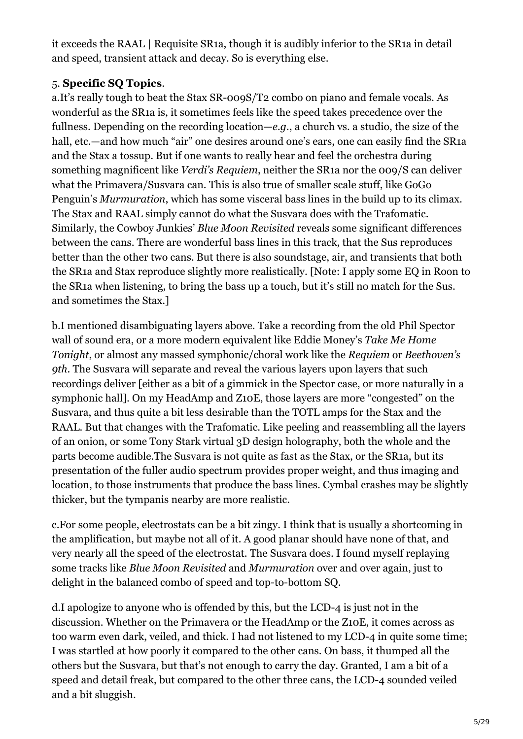it exceeds the RAAL | Requisite SR1a, though it is audibly inferior to the SR1a in detail and speed, transient attack and decay. So is everything else.

5. **Specific SQ Topics**.

a.It's really tough to beat the Stax SR-009S/T2 combo on piano and female vocals. As wonderful as the SR1a is, it sometimes feels like the speed takes precedence over the fullness. Depending on the recording location—*e.g*., a church vs. a studio, the size of the hall, etc.—and how much "air" one desires around one's ears, one can easily find the SR1a and the Stax a tossup. But if one wants to really hear and feel the orchestra during something magnificent like *Verdi's Requiem*, neither the SR1a nor the 009/S can deliver what the Primavera/Susvara can. This is also true of smaller scale stuff, like GoGo Penguin's *Murmuration*, which has some visceral bass lines in the build up to its climax. The Stax and RAAL simply cannot do what the Susvara does with the Trafomatic. Similarly, the Cowboy Junkies' *Blue Moon Revisited* reveals some significant differences between the cans. There are wonderful bass lines in this track, that the Sus reproduces better than the other two cans. But there is also soundstage, air, and transients that both the SR1a and Stax reproduce slightly more realistically. [Note: I apply some EQ in Roon to the SR1a when listening, to bring the bass up a touch, but it's still no match for the Sus. and sometimes the Stax.]

b.I mentioned disambiguating layers above. Take a recording from the old Phil Spector wall of sound era, or a more modern equivalent like Eddie Money's *Take Me Home Tonight*, or almost any massed symphonic/choral work like the *Requiem* or *Beethoven's 9th*. The Susvara will separate and reveal the various layers upon layers that such recordings deliver [either as a bit of a gimmick in the Spector case, or more naturally in a symphonic hall]. On my HeadAmp and Z10E, those layers are more "congested" on the Susvara, and thus quite a bit less desirable than the TOTL amps for the Stax and the RAAL. But that changes with the Trafomatic. Like peeling and reassembling all the layers of an onion, or some Tony Stark virtual 3D design holography, both the whole and the parts become audible.The Susvara is not quite as fast as the Stax, or the SR1a, but its presentation of the fuller audio spectrum provides proper weight, and thus imaging and location, to those instruments that produce the bass lines. Cymbal crashes may be slightly thicker, but the tympanis nearby are more realistic.

c.For some people, electrostats can be a bit zingy. I think that is usually a shortcoming in the amplification, but maybe not all of it. A good planar should have none of that, and very nearly all the speed of the electrostat. The Susvara does. I found myself replaying some tracks like *Blue Moon Revisited* and *Murmuration* over and over again, just to delight in the balanced combo of speed and top-to-bottom SQ.

d.I apologize to anyone who is offended by this, but the LCD-4 is just not in the discussion. Whether on the Primavera or the HeadAmp or the Z10E, it comes across as too warm even dark, veiled, and thick. I had not listened to my LCD-4 in quite some time; I was startled at how poorly it compared to the other cans. On bass, it thumped all the others but the Susvara, but that's not enough to carry the day. Granted, I am a bit of a speed and detail freak, but compared to the other three cans, the LCD-4 sounded veiled and a bit sluggish.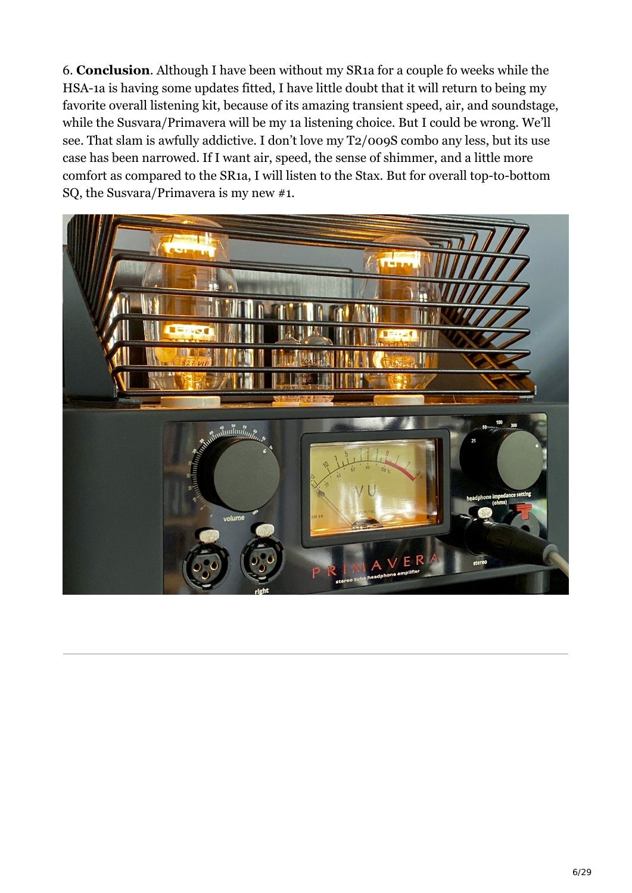6. **Conclusion**. Although I have been without my SR1a for a couple fo weeks while the HSA-1a is having some updates fitted, I have little doubt that it will return to being my favorite overall listening kit, because of its amazing transient speed, air, and soundstage, while the Susvara/Primavera will be my 1a listening choice. But I could be wrong. We'll see. That slam is awfully addictive. I don't love my T2/009S combo any less, but its use case has been narrowed. If I want air, speed, the sense of shimmer, and a little more comfort as compared to the SR1a, I will listen to the Stax. But for overall top-to-bottom SQ, the Susvara/Primavera is my new #1.